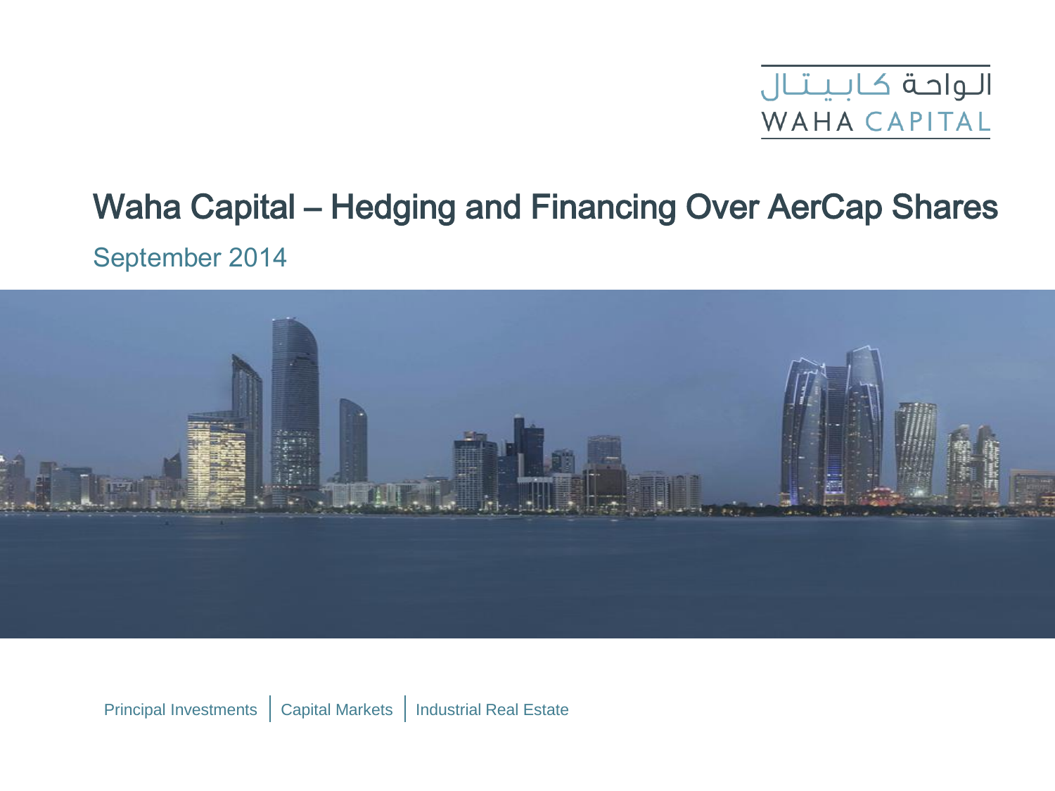الواحة كابيتال
WAHA CAPITAL

# Waha Capital – Hedging and Financing Over AerCap Shares

September 2014

Principal Investments | Capital Markets | Industrial Real Estate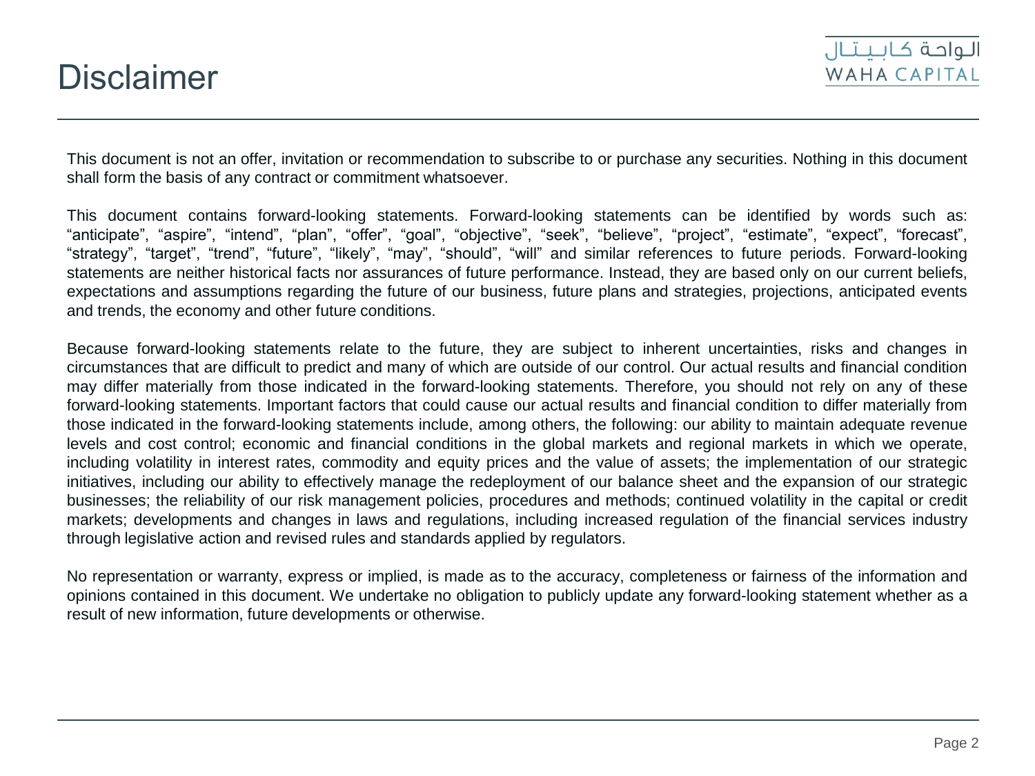# Disclaimer

This document is not an offer, invitation or recommendation to subscribe to or purchase any securities. Nothing in this document shall form the basis of any contract or commitment whatsoever.

This document contains forward-looking statements. Forward-looking statements can be identified by words such as: "anticipate", "aspire", "intend", "plan", "offer", "goal", "objective", "seek", "believe", "project", "estimate", "expect", "forecast", "strategy", "target", "trend", "future", "likely", "may", "should", "will" and similar references to future periods. Forward-looking statements are neither historical facts nor assurances of future performance. Instead, they are based only on our current beliefs, expectations and assumptions regarding the future of our business, future plans and strategies, projections, anticipated events and trends, the economy and other future conditions.

Because forward-looking statements relate to the future, they are subject to inherent uncertainties, risks and changes in circumstances that are difficult to predict and many of which are outside of our control. Our actual results and financial condition may differ materially from those indicated in the forward-looking statements. Therefore, you should not rely on any of these forward-looking statements. Important factors that could cause our actual results and financial condition to differ materially from those indicated in the forward-looking statements include, among others, the following: our ability to maintain adequate revenue levels and cost control; economic and financial conditions in the global markets and regional markets in which we operate, including volatility in interest rates, commodity and equity prices and the value of assets; the implementation of our strategic initiatives, including our ability to effectively manage the redeployment of our balance sheet and the expansion of our strategic businesses; the reliability of our risk management policies, procedures and methods; continued volatility in the capital or credit markets; developments and changes in laws and regulations, including increased regulation of the financial services industry through legislative action and revised rules and standards applied by regulators.

No representation or warranty, express or implied, is made as to the accuracy, completeness or fairness of the information and opinions contained in this document. We undertake no obligation to publicly update any forward-looking statement whether as a result of new information, future developments or otherwise.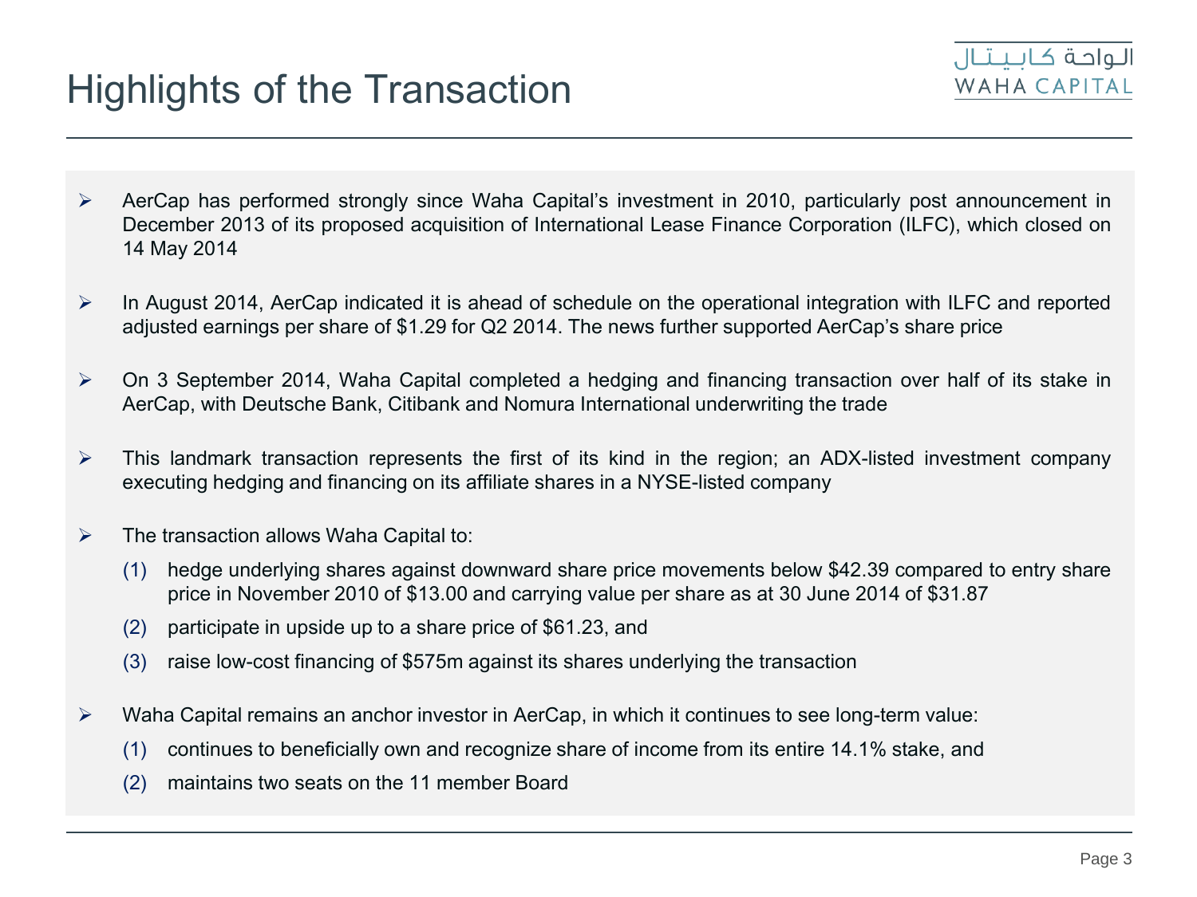# Highlights of the Transaction

- AerCap has performed strongly since Waha Capital's investment in 2010, particularly post announcement in December 2013 of its proposed acquisition of International Lease Finance Corporation (ILFC), which closed on 14 May 2014
- In August 2014, AerCap indicated it is ahead of schedule on the operational integration with ILFC and reported adjusted earnings per share of $1.29 for Q2 2014. The news further supported AerCap's share price
- On 3 September 2014, Waha Capital completed a hedging and financing transaction over half of its stake in AerCap, with Deutsche Bank, Citibank and Nomura International underwriting the trade
- This landmark transaction represents the first of its kind in the region; an ADX-listed investment company executing hedging and financing on its affiliate shares in a NYSE-listed company
- The transaction allows Waha Capital to:
  (1) hedge underlying shares against downward share price movements below $42.39 compared to entry share price in November 2010 of $13.00 and carrying value per share as at 30 June 2014 of $31.87
  (2) participate in upside up to a share price of $61.23, and
  (3) raise low-cost financing of $575m against its shares underlying the transaction
- Waha Capital remains an anchor investor in AerCap, in which it continues to see long-term value:
  (1) continues to beneficially own and recognize share of income from its entire 14.1% stake, and
  (2) maintains two seats on the 11 member Board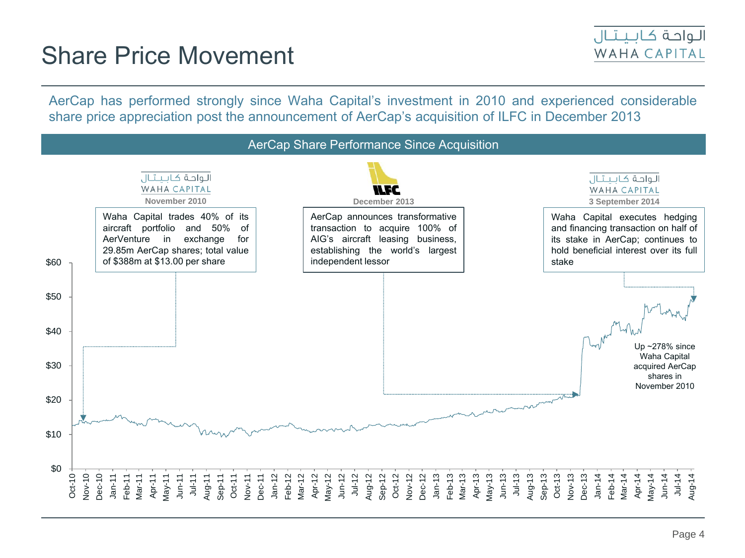# Share Price Movement

AerCap has performed strongly since Waha Capital's investment in 2010 and experienced considerable share price appreciation post the announcement of AerCap's acquisition of ILFC in December 2013

## AerCap Share Performance Since Acquisition

**November 2010**

Waha Capital trades 40% of its aircraft portfolio and 50% of AerVenture in exchange for 29.85m AerCap shares; total value of $388m at $13.00 per share

**December 2013**

AerCap announces transformative transaction to acquire 100% of AIG's aircraft leasing business, establishing the world's largest independent lessor

**3 September 2014**

Waha Capital executes hedging and financing transaction on half of its stake in AerCap; continues to hold beneficial interest over its full stake

Up ~278% since Waha Capital acquired AerCap shares in November 2010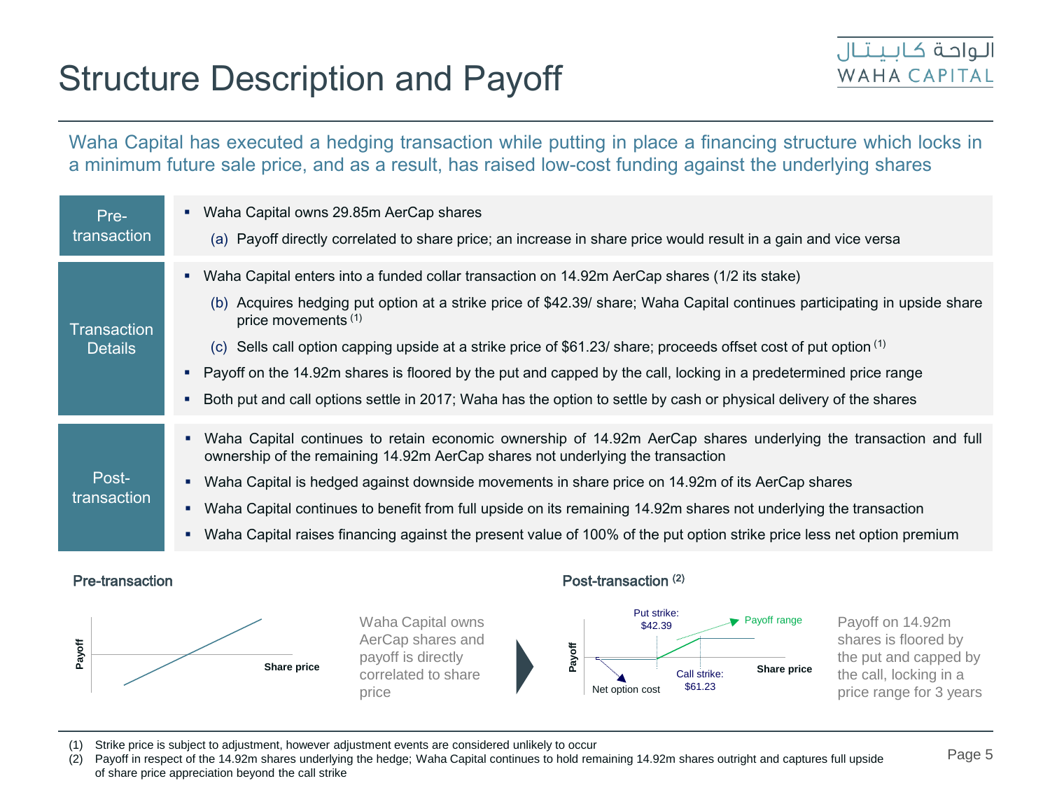# Structure Description and Payoff

الـواحـة كـابـيـتـال
WAHA CAPITAL

Waha Capital has executed a hedging transaction while putting in place a financing structure which locks in a minimum future sale price, and as a result, has raised low-cost funding against the underlying shares

| | |
|---|---|
| Pre-transaction | ▪ Waha Capital owns 29.85m AerCap shares<br>(a) Payoff directly correlated to share price; an increase in share price would result in a gain and vice versa |
| Transaction Details | ▪ Waha Capital enters into a funded collar transaction on 14.92m AerCap shares (1/2 its stake)<br>(b) Acquires hedging put option at a strike price of $42.39/ share; Waha Capital continues participating in upside share price movements [1]<br>(c) Sells call option capping upside at a strike price of $61.23/ share; proceeds offset cost of put option [1]<br>▪ Payoff on the 14.92m shares is floored by the put and capped by the call, locking in a predetermined price range<br>▪ Both put and call options settle in 2017; Waha has the option to settle by cash or physical delivery of the shares |
| Post-transaction | ▪ Waha Capital continues to retain economic ownership of 14.92m AerCap shares underlying the transaction and full ownership of the remaining 14.92m AerCap shares not underlying the transaction<br>▪ Waha Capital is hedged against downside movements in share price on 14.92m of its AerCap shares<br>▪ Waha Capital continues to benefit from full upside on its remaining 14.92m shares not underlying the transaction<br>▪ Waha Capital raises financing against the present value of 100% of the put option strike price less net option premium |

**Pre-transaction**

Payoff / Share price

Waha Capital owns AerCap shares and payoff is directly correlated to share price

**Post-transaction** [2]

Payoff / Share price — Put strike: $42.39; Call strike: $61.23; Payoff range; Net option cost

Payoff on 14.92m shares is floored by the put and capped by the call, locking in a price range for 3 years

(1) Strike price is subject to adjustment, however adjustment events are considered unlikely to occur
(2) Payoff in respect of the 14.92m shares underlying the hedge; Waha Capital continues to hold remaining 14.92m shares outright and captures full upside of share price appreciation beyond the call strike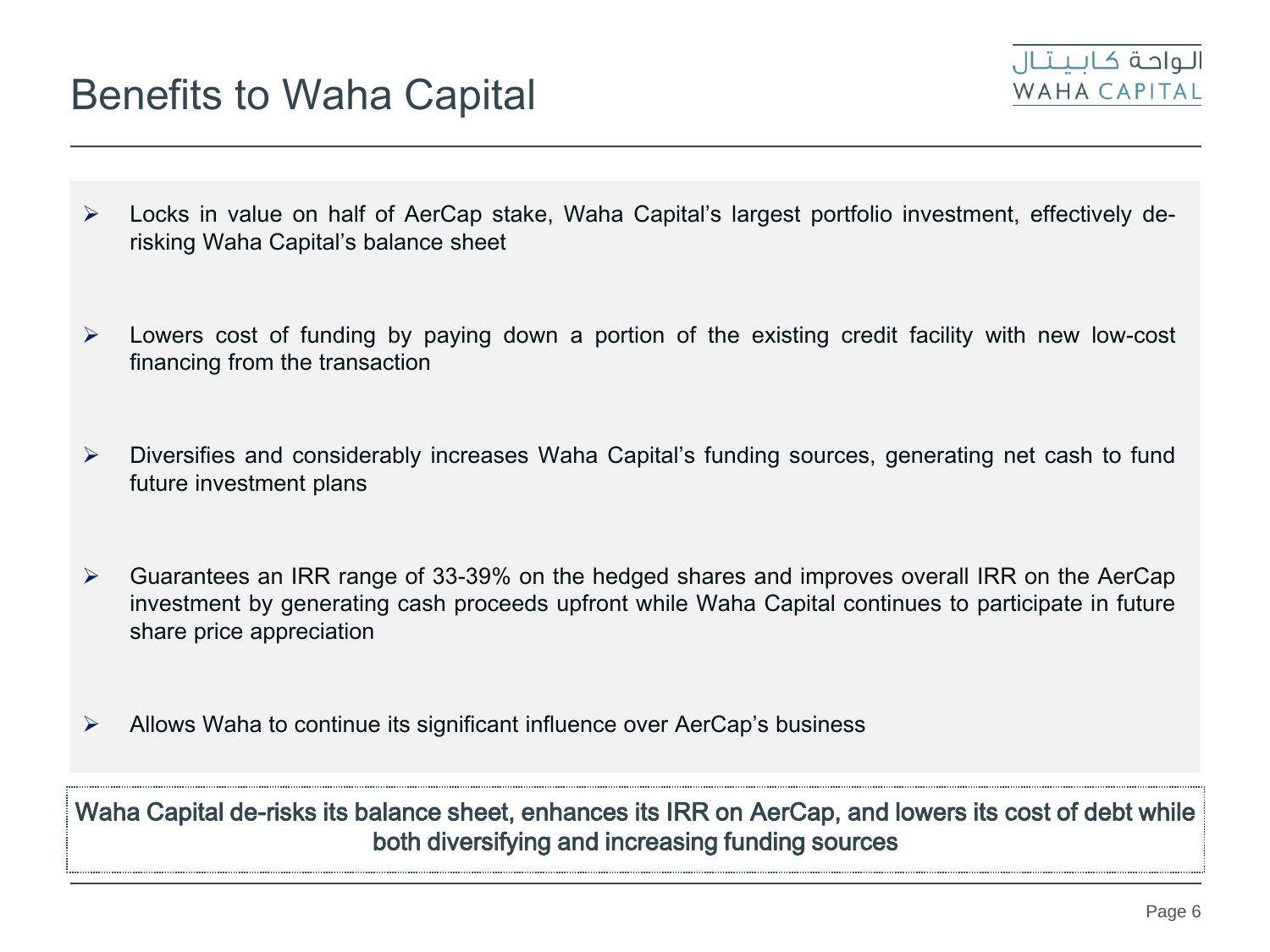# Benefits to Waha Capital

- Locks in value on half of AerCap stake, Waha Capital's largest portfolio investment, effectively de-risking Waha Capital's balance sheet

- Lowers cost of funding by paying down a portion of the existing credit facility with new low-cost financing from the transaction

- Diversifies and considerably increases Waha Capital's funding sources, generating net cash to fund future investment plans

- Guarantees an IRR range of 33-39% on the hedged shares and improves overall IRR on the AerCap investment by generating cash proceeds upfront while Waha Capital continues to participate in future share price appreciation

- Allows Waha to continue its significant influence over AerCap's business

**Waha Capital de-risks its balance sheet, enhances its IRR on AerCap, and lowers its cost of debt while both diversifying and increasing funding sources**